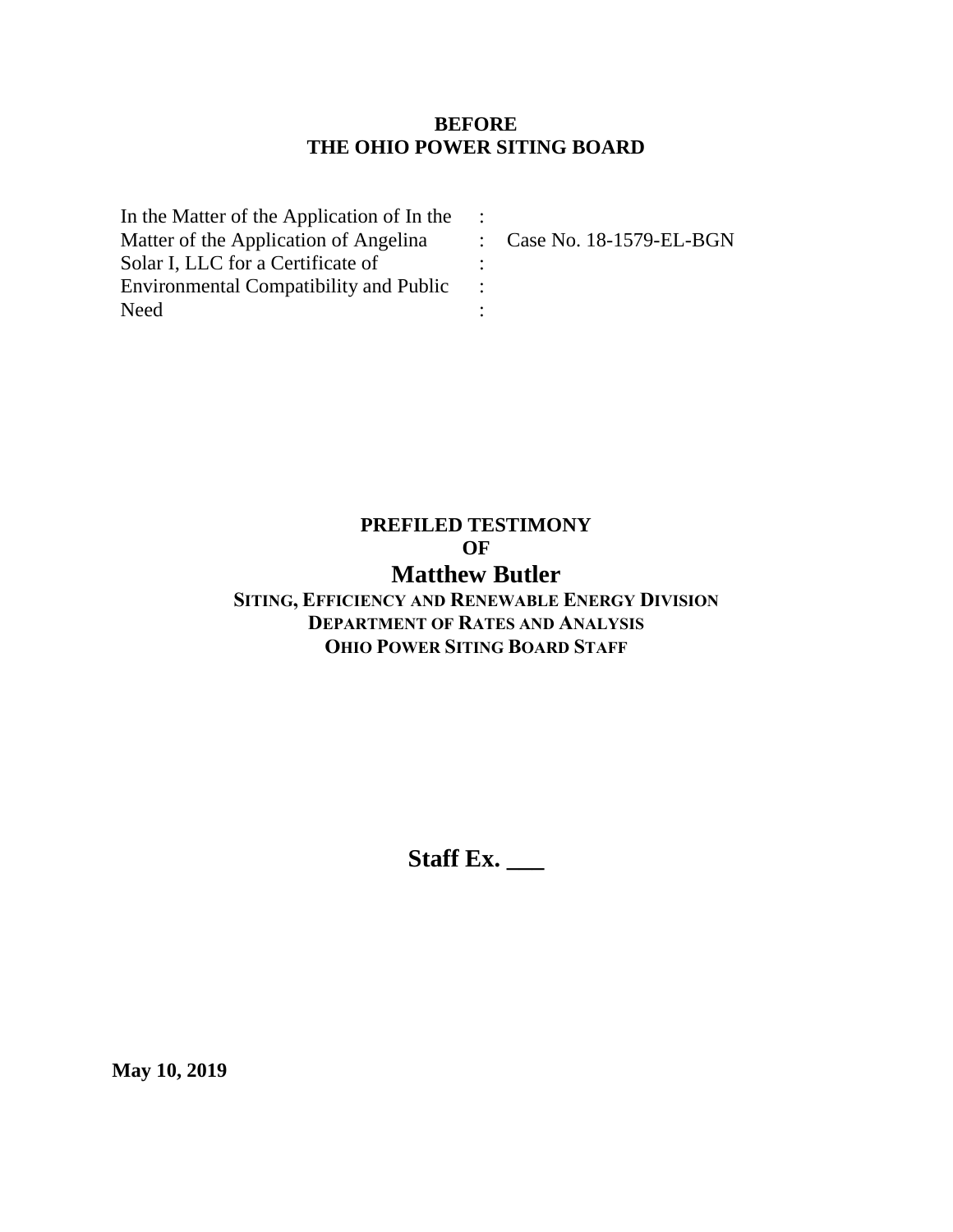**BEFORE**
**THE OHIO POWER SITING BOARD**

| | | |
|---|---|---|
| In the Matter of the Application of In the | : | |
| Matter of the Application of Angelina | : | Case No. 18-1579-EL-BGN |
| Solar I, LLC for a Certificate of | : | |
| Environmental Compatibility and Public | : | |
| Need | : | |

**PREFILED TESTIMONY**
**OF**
**Matthew Butler**
**SITING, EFFICIENCY AND RENEWABLE ENERGY DIVISION**
**DEPARTMENT OF RATES AND ANALYSIS**
**OHIO POWER SITING BOARD STAFF**

**Staff Ex. ___**

**May 10, 2019**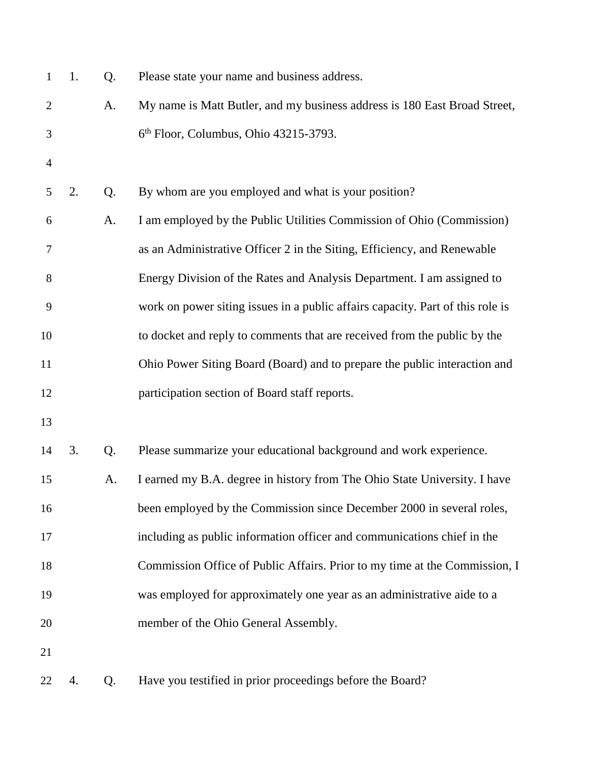1. Q. Please state your name and business address.

A. My name is Matt Butler, and my business address is 180 East Broad Street, 6th Floor, Columbus, Ohio 43215-3793.

2. Q. By whom are you employed and what is your position?

A. I am employed by the Public Utilities Commission of Ohio (Commission) as an Administrative Officer 2 in the Siting, Efficiency, and Renewable Energy Division of the Rates and Analysis Department. I am assigned to work on power siting issues in a public affairs capacity. Part of this role is to docket and reply to comments that are received from the public by the Ohio Power Siting Board (Board) and to prepare the public interaction and participation section of Board staff reports.

3. Q. Please summarize your educational background and work experience.

A. I earned my B.A. degree in history from The Ohio State University. I have been employed by the Commission since December 2000 in several roles, including as public information officer and communications chief in the Commission Office of Public Affairs. Prior to my time at the Commission, I was employed for approximately one year as an administrative aide to a member of the Ohio General Assembly.

4. Q. Have you testified in prior proceedings before the Board?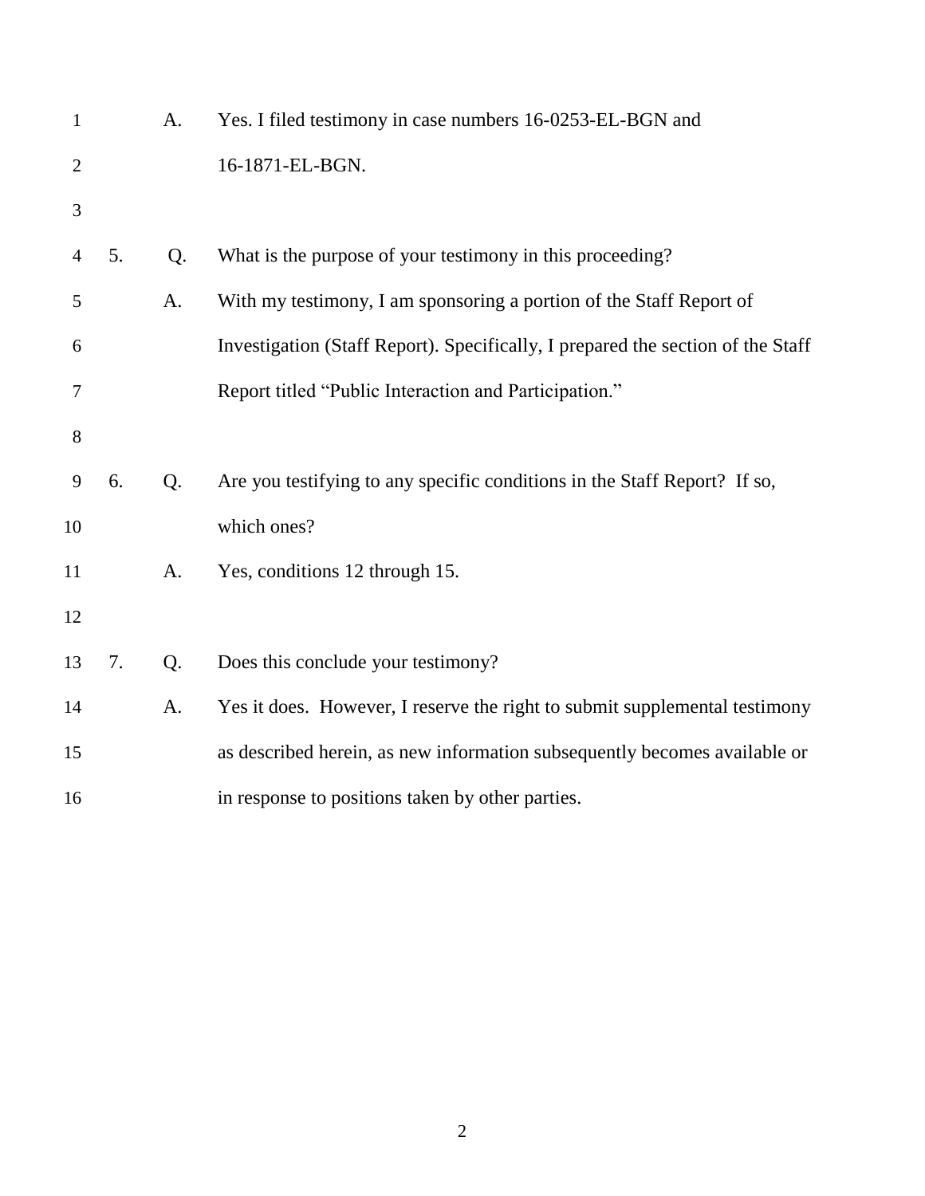A. Yes. I filed testimony in case numbers 16-0253-EL-BGN and 16-1871-EL-BGN.

5. Q. What is the purpose of your testimony in this proceeding?

A. With my testimony, I am sponsoring a portion of the Staff Report of Investigation (Staff Report). Specifically, I prepared the section of the Staff Report titled "Public Interaction and Participation."

6. Q. Are you testifying to any specific conditions in the Staff Report? If so, which ones?

A. Yes, conditions 12 through 15.

7. Q. Does this conclude your testimony?

A. Yes it does. However, I reserve the right to submit supplemental testimony as described herein, as new information subsequently becomes available or in response to positions taken by other parties.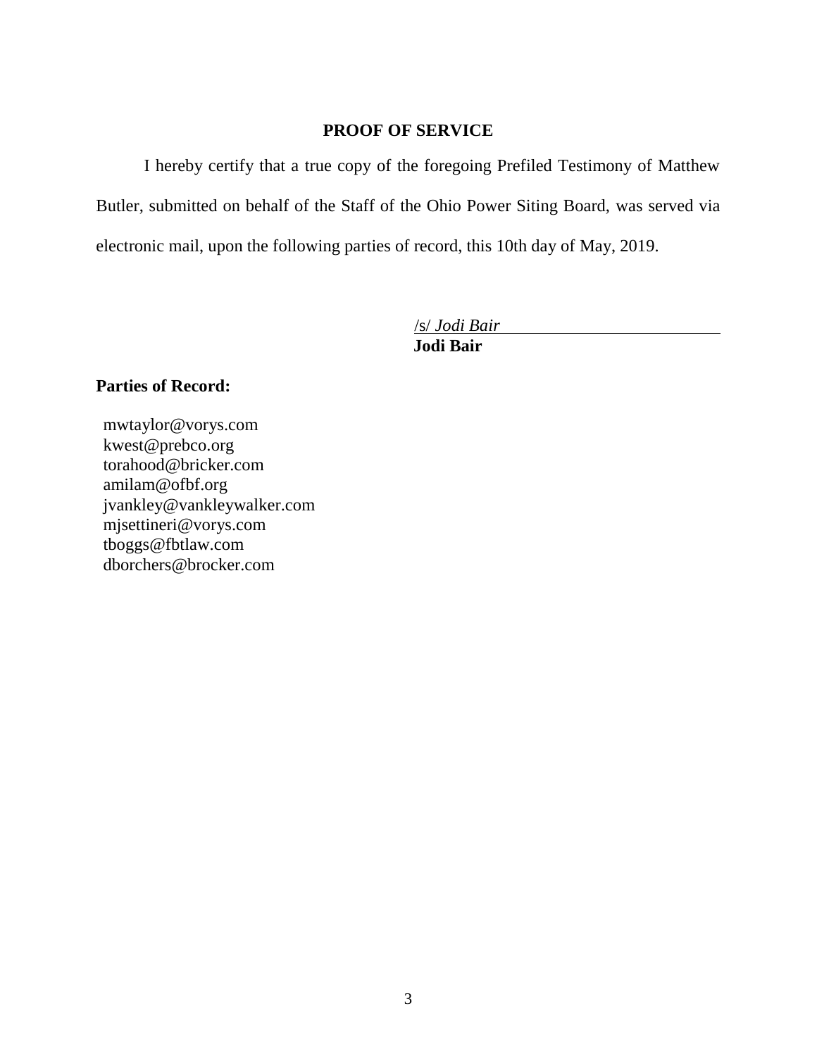## PROOF OF SERVICE

I hereby certify that a true copy of the foregoing Prefiled Testimony of Matthew Butler, submitted on behalf of the Staff of the Ohio Power Siting Board, was served via electronic mail, upon the following parties of record, this 10th day of May, 2019.

/s/ *Jodi Bair*
**Jodi Bair**

**Parties of Record:**

mwtaylor@vorys.com
kwest@prebco.org
torahood@bricker.com
amilam@ofbf.org
jvankley@vankleywalker.com
mjsettineri@vorys.com
tboggs@fbtlaw.com
dborchers@brocker.com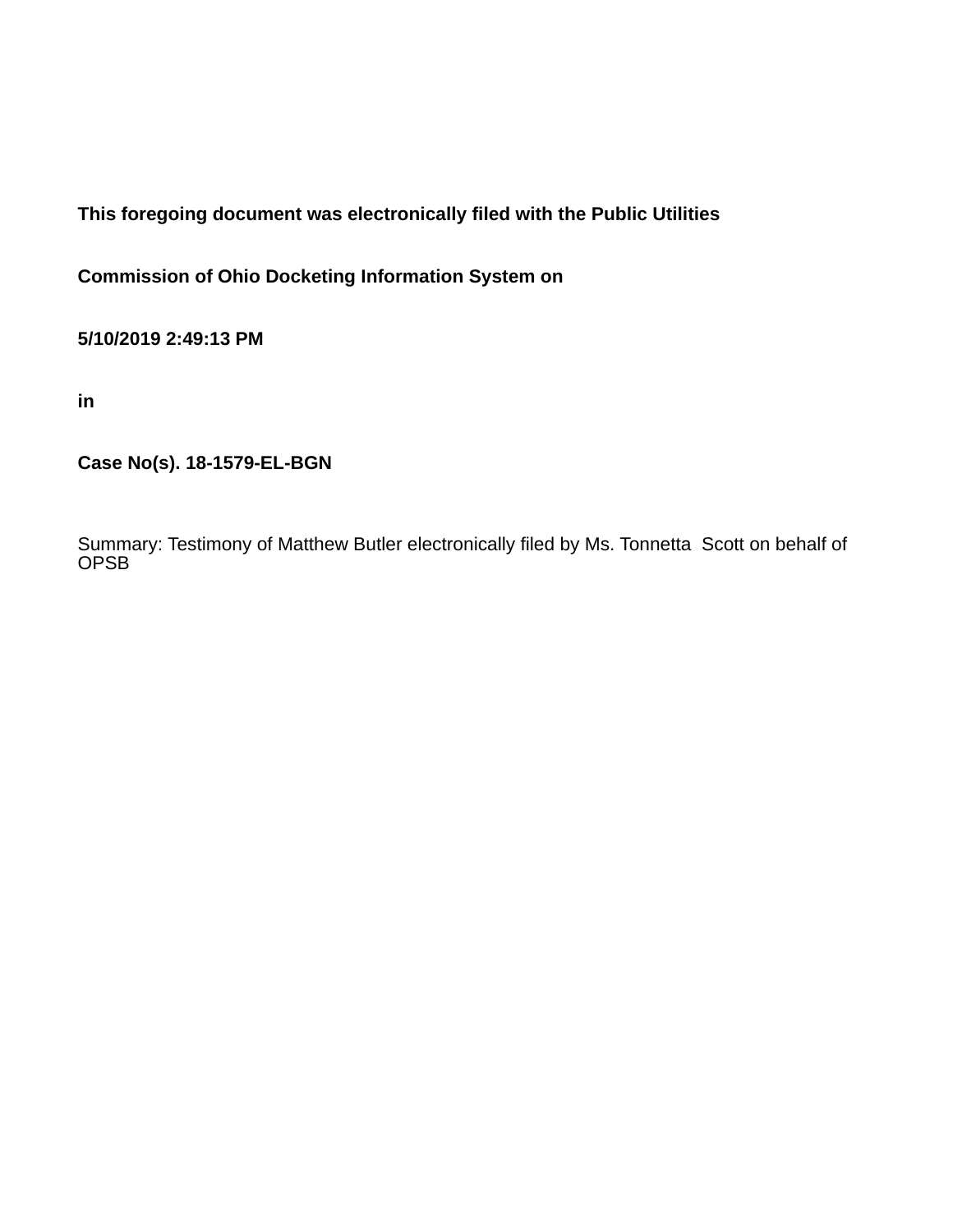**This foregoing document was electronically filed with the Public Utilities**

**Commission of Ohio Docketing Information System on**

**5/10/2019 2:49:13 PM**

**in**

**Case No(s). 18-1579-EL-BGN**

Summary: Testimony of Matthew Butler electronically filed by Ms. Tonnetta Scott on behalf of OPSB